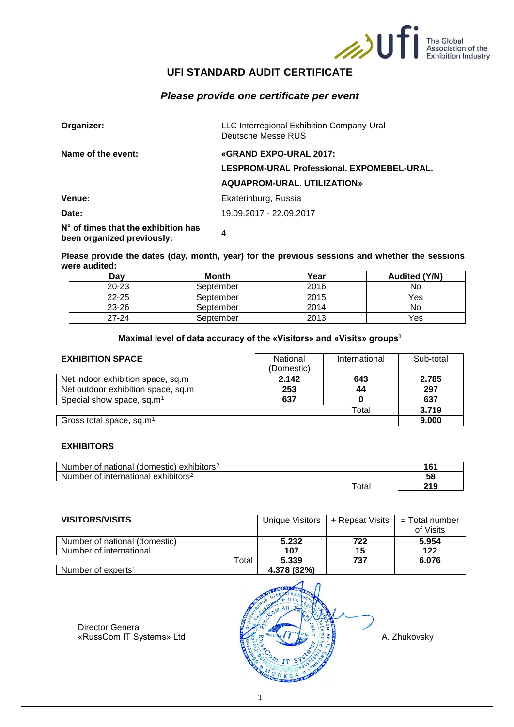# UFI STANDARD AUDIT CERTIFICATE

***Please provide one certificate per event***

| | |
|---|---|
| **Organizer:** | LLC Interregional Exhibition Company-Ural Deutsche Messe RUS |
| **Name of the event:** | **«GRAND EXPO-URAL 2017: LESPROM-URAL Professional. EXPOMEBEL-URAL. AQUAPROM-URAL. UTILIZATION»** |
| **Venue:** | Ekaterinburg, Russia |
| **Date:** | 19.09.2017 - 22.09.2017 |
| **N° of times that the exhibition has been organized previously:** | 4 |

**Please provide the dates (day, month, year) for the previous sessions and whether the sessions were audited:**

| Day | Month | Year | Audited (Y/N) |
|---|---|---|---|
| 20-23 | September | 2016 | No |
| 22-25 | September | 2015 | Yes |
| 23-26 | September | 2014 | No |
| 27-24 | September | 2013 | Yes |

**Maximal level of data accuracy of the «Visitors» and «Visits» groups[1]**

| **EXHIBITION SPACE** | National (Domestic) | International | Sub-total |
|---|---|---|---|
| Net indoor exhibition space, sq.m | **2.142** | **643** | **2.785** |
| Net outdoor exhibition space, sq.m | **253** | **44** | **297** |
| Special show space, sq.m[1] | **637** | **0** | **637** |
| | | Total | **3.719** |
| Gross total space, sq.m[1] | | | **9.000** |

### EXHIBITORS

| | |
|---|---|
| Number of national (domestic) exhibitors[2] | **161** |
| Number of international exhibitors[2] | **58** |
| Total | **219** |

| **VISITORS/VISITS** | Unique Visitors | + Repeat Visits | = Total number of Visits |
|---|---|---|---|
| Number of national (domestic) | **5.232** | **722** | **5.954** |
| Number of international | **107** | **15** | **122** |
| Total | **5.339** | **737** | **6.076** |
| Number of experts[1] | **4.378 (82%)** | | |

Director General
«RussCom IT Systems» Ltd

A. Zhukovsky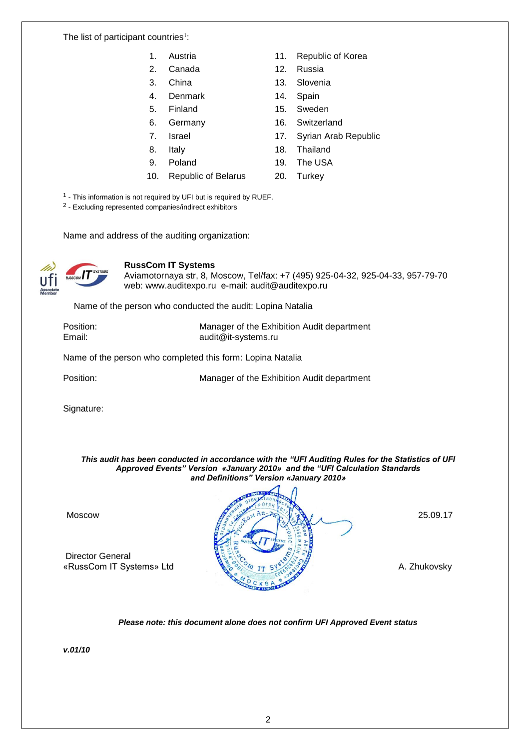The list of participant countries[1]:

1. Austria
2. Canada
3. China
4. Denmark
5. Finland
6. Germany
7. Israel
8. Italy
9. Poland
10. Republic of Belarus
11. Republic of Korea
12. Russia
13. Slovenia
14. Spain
15. Sweden
16. Switzerland
17. Syrian Arab Republic
18. Thailand
19. The USA
20. Turkey

[1] - This information is not required by UFI but is required by RUEF.
[2] - Excluding represented companies/indirect exhibitors

Name and address of the auditing organization:

**RussCom IT Systems**
Aviamotornaya str, 8, Moscow, Tel/fax: +7 (495) 925-04-32, 925-04-33, 957-79-70
web: www.auditexpo.ru e-mail: audit@auditexpo.ru

Name of the person who conducted the audit: Lopina Natalia

Position: Manager of the Exhibition Audit department
Email: audit@it-systems.ru

Name of the person who completed this form: Lopina Natalia

Position: Manager of the Exhibition Audit department

Signature:

***This audit has been conducted in accordance with the "UFI Auditing Rules for the Statistics of UFI Approved Events" Version «January 2010» and the "UFI Calculation Standards and Definitions" Version «January 2010»***

Moscow 25.09.17

Director General
«RussCom IT Systems» Ltd A. Zhukovsky

***Please note: this document alone does not confirm UFI Approved Event status***

***v.01/10***